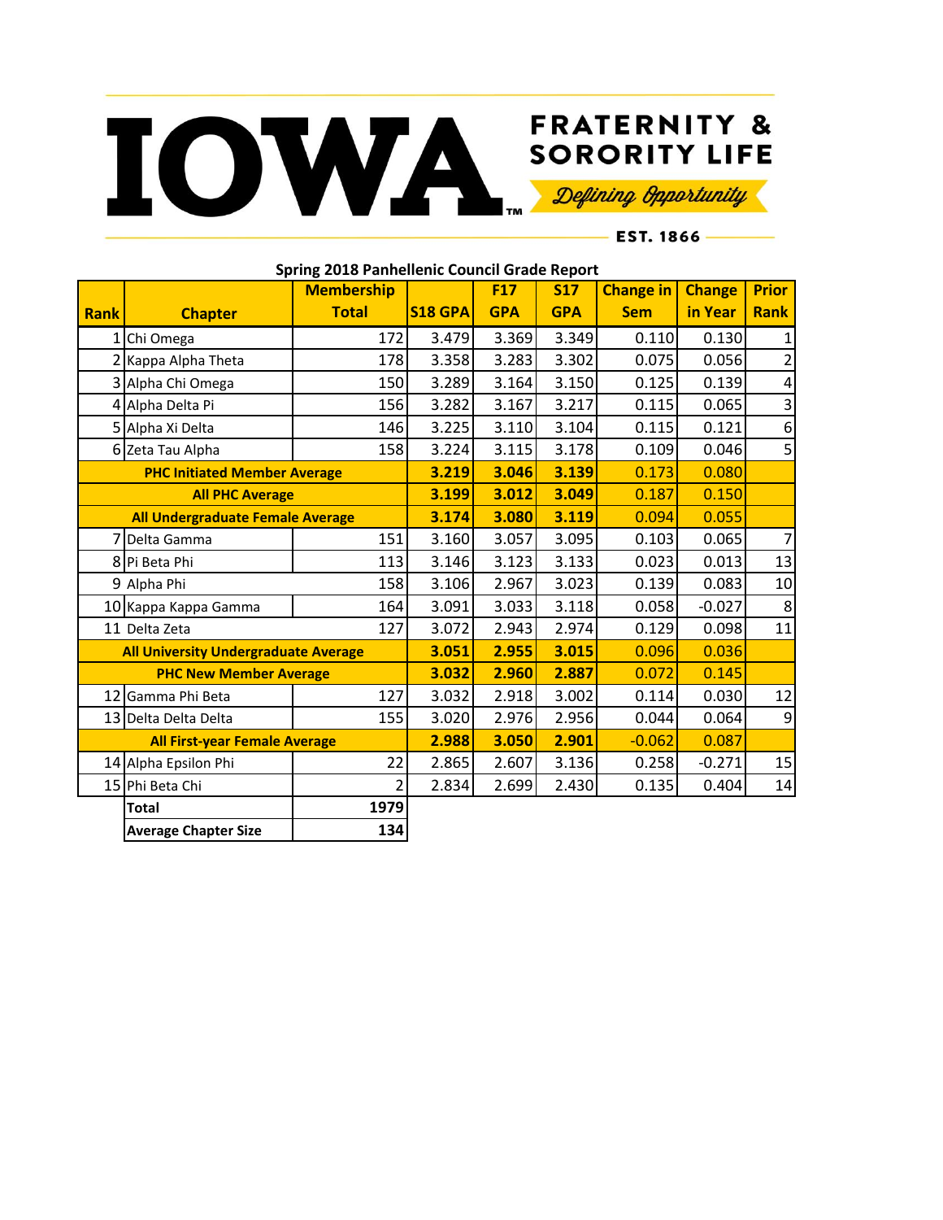IOWA FRATERNITY & SORORITY LIFE

*Defining Opportunity*

EST. 1866

## Spring 2018 Panhellenic Council Grade Report

| Rank | Chapter | Membership Total | S18 GPA | F17 GPA | S17 GPA | Change in Sem | Change in Year | Prior Rank |
|---|---|---|---|---|---|---|---|---|
| 1 | Chi Omega | 172 | 3.479 | 3.369 | 3.349 | 0.110 | 0.130 | 1 |
| 2 | Kappa Alpha Theta | 178 | 3.358 | 3.283 | 3.302 | 0.075 | 0.056 | 2 |
| 3 | Alpha Chi Omega | 150 | 3.289 | 3.164 | 3.150 | 0.125 | 0.139 | 4 |
| 4 | Alpha Delta Pi | 156 | 3.282 | 3.167 | 3.217 | 0.115 | 0.065 | 3 |
| 5 | Alpha Xi Delta | 146 | 3.225 | 3.110 | 3.104 | 0.115 | 0.121 | 6 |
| 6 | Zeta Tau Alpha | 158 | 3.224 | 3.115 | 3.178 | 0.109 | 0.046 | 5 |
| **PHC Initiated Member Average** | | | **3.219** | **3.046** | **3.139** | 0.173 | 0.080 | |
| **All PHC Average** | | | **3.199** | **3.012** | **3.049** | 0.187 | 0.150 | |
| **All Undergraduate Female Average** | | | **3.174** | **3.080** | **3.119** | 0.094 | 0.055 | |
| 7 | Delta Gamma | 151 | 3.160 | 3.057 | 3.095 | 0.103 | 0.065 | 7 |
| 8 | Pi Beta Phi | 113 | 3.146 | 3.123 | 3.133 | 0.023 | 0.013 | 13 |
| 9 | Alpha Phi | 158 | 3.106 | 2.967 | 3.023 | 0.139 | 0.083 | 10 |
| 10 | Kappa Kappa Gamma | 164 | 3.091 | 3.033 | 3.118 | 0.058 | -0.027 | 8 |
| 11 | Delta Zeta | 127 | 3.072 | 2.943 | 2.974 | 0.129 | 0.098 | 11 |
| **All University Undergraduate Average** | | | **3.051** | **2.955** | **3.015** | 0.096 | 0.036 | |
| **PHC New Member Average** | | | **3.032** | **2.960** | **2.887** | 0.072 | 0.145 | |
| 12 | Gamma Phi Beta | 127 | 3.032 | 2.918 | 3.002 | 0.114 | 0.030 | 12 |
| 13 | Delta Delta Delta | 155 | 3.020 | 2.976 | 2.956 | 0.044 | 0.064 | 9 |
| **All First-year Female Average** | | | **2.988** | **3.050** | **2.901** | -0.062 | 0.087 | |
| 14 | Alpha Epsilon Phi | 22 | 2.865 | 2.607 | 3.136 | 0.258 | -0.271 | 15 |
| 15 | Phi Beta Chi | 2 | 2.834 | 2.699 | 2.430 | 0.135 | 0.404 | 14 |
| | **Total** | **1979** | | | | | | |
| | **Average Chapter Size** | **134** | | | | | | |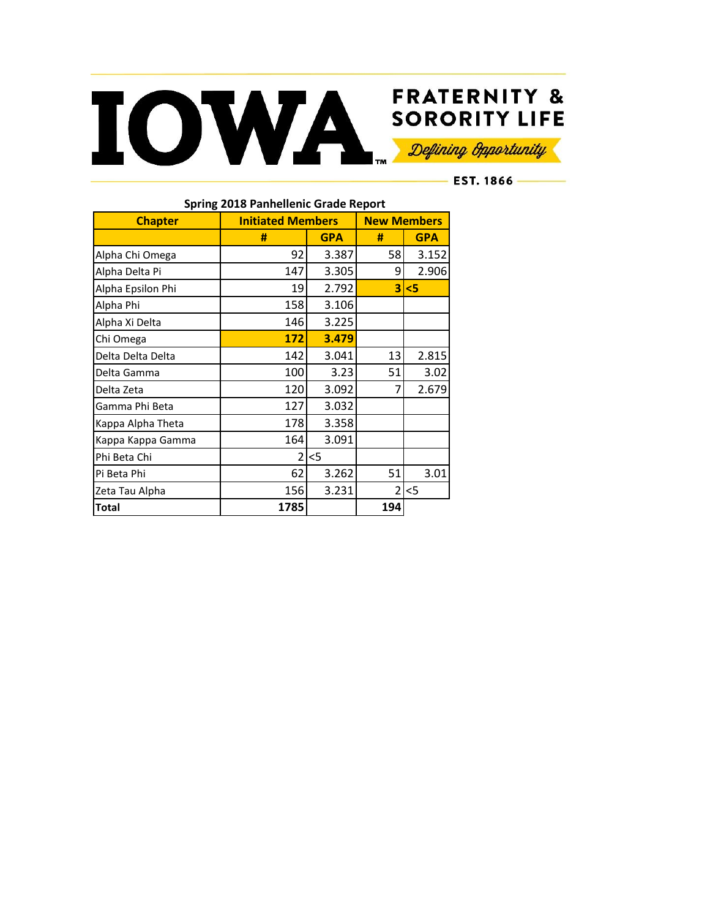IOWA™ FRATERNITY & SORORITY LIFE

Defining Opportunity

EST. 1866

**Spring 2018 Panhellenic Grade Report**

| Chapter | Initiated Members | | New Members | |
|---|---|---|---|---|
| | # | GPA | # | GPA |
| Alpha Chi Omega | 92 | 3.387 | 58 | 3.152 |
| Alpha Delta Pi | 147 | 3.305 | 9 | 2.906 |
| Alpha Epsilon Phi | 19 | 2.792 | **3** | **<5** |
| Alpha Phi | 158 | 3.106 | | |
| Alpha Xi Delta | 146 | 3.225 | | |
| Chi Omega | **172** | **3.479** | | |
| Delta Delta Delta | 142 | 3.041 | 13 | 2.815 |
| Delta Gamma | 100 | 3.23 | 51 | 3.02 |
| Delta Zeta | 120 | 3.092 | 7 | 2.679 |
| Gamma Phi Beta | 127 | 3.032 | | |
| Kappa Alpha Theta | 178 | 3.358 | | |
| Kappa Kappa Gamma | 164 | 3.091 | | |
| Phi Beta Chi | 2 | <5 | | |
| Pi Beta Phi | 62 | 3.262 | 51 | 3.01 |
| Zeta Tau Alpha | 156 | 3.231 | 2 | <5 |
| **Total** | **1785** | | **194** | |